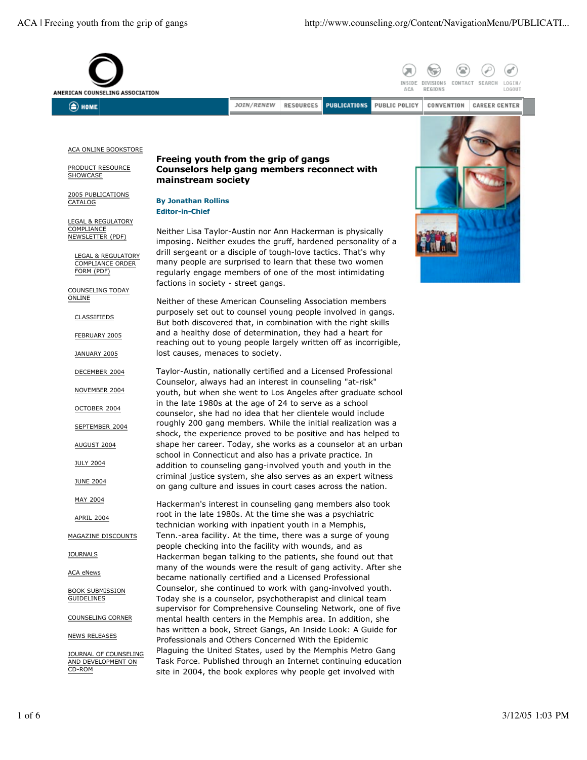# Freeing youth from the grip of gangs
## Counselors help gang members reconnect with mainstream society

**By Jonathan Rollins**
**Editor-in-Chief**

Neither Lisa Taylor-Austin nor Ann Hackerman is physically imposing. Neither exudes the gruff, hardened personality of a drill sergeant or a disciple of tough-love tactics. That's why many people are surprised to learn that these two women regularly engage members of one of the most intimidating factions in society - street gangs.

Neither of these American Counseling Association members purposely set out to counsel young people involved in gangs. But both discovered that, in combination with the right skills and a healthy dose of determination, they had a heart for reaching out to young people largely written off as incorrigible, lost causes, menaces to society.

Taylor-Austin, nationally certified and a Licensed Professional Counselor, always had an interest in counseling "at-risk" youth, but when she went to Los Angeles after graduate school in the late 1980s at the age of 24 to serve as a school counselor, she had no idea that her clientele would include roughly 200 gang members. While the initial realization was a shock, the experience proved to be positive and has helped to shape her career. Today, she works as a counselor at an urban school in Connecticut and also has a private practice. In addition to counseling gang-involved youth and youth in the criminal justice system, she also serves as an expert witness on gang culture and issues in court cases across the nation.

Hackerman's interest in counseling gang members also took root in the late 1980s. At the time she was a psychiatric technician working with inpatient youth in a Memphis, Tenn.-area facility. At the time, there was a surge of young people checking into the facility with wounds, and as Hackerman began talking to the patients, she found out that many of the wounds were the result of gang activity. After she became nationally certified and a Licensed Professional Counselor, she continued to work with gang-involved youth. Today she is a counselor, psychotherapist and clinical team supervisor for Comprehensive Counseling Network, one of five mental health centers in the Memphis area. In addition, she has written a book, Street Gangs, An Inside Look: A Guide for Professionals and Others Concerned With the Epidemic Plaguing the United States, used by the Memphis Metro Gang Task Force. Published through an Internet continuing education site in 2004, the book explores why people get involved with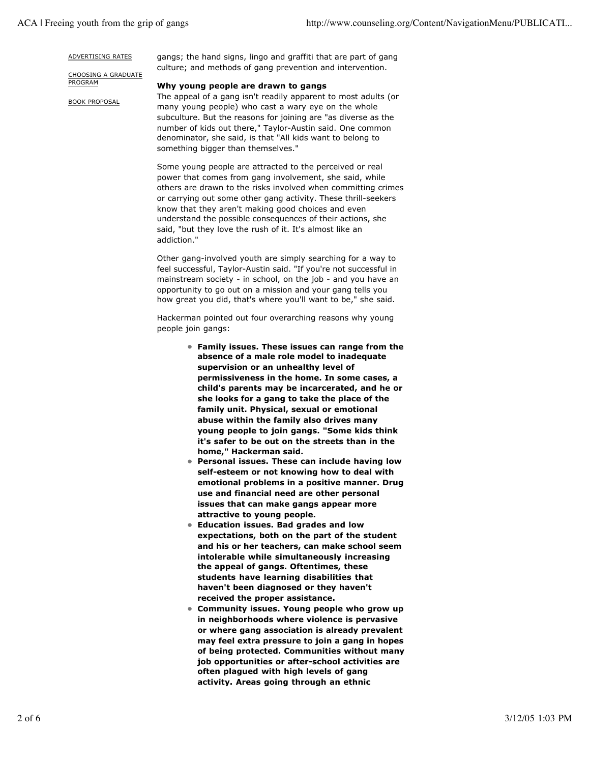gangs; the hand signs, lingo and graffiti that are part of gang culture; and methods of gang prevention and intervention.

**Why young people are drawn to gangs**

The appeal of a gang isn't readily apparent to most adults (or many young people) who cast a wary eye on the whole subculture. But the reasons for joining are "as diverse as the number of kids out there," Taylor-Austin said. One common denominator, she said, is that "All kids want to belong to something bigger than themselves."

Some young people are attracted to the perceived or real power that comes from gang involvement, she said, while others are drawn to the risks involved when committing crimes or carrying out some other gang activity. These thrill-seekers know that they aren't making good choices and even understand the possible consequences of their actions, she said, "but they love the rush of it. It's almost like an addiction."

Other gang-involved youth are simply searching for a way to feel successful, Taylor-Austin said. "If you're not successful in mainstream society - in school, on the job - and you have an opportunity to go out on a mission and your gang tells you how great you did, that's where you'll want to be," she said.

Hackerman pointed out four overarching reasons why young people join gangs:

- **Family issues. These issues can range from the absence of a male role model to inadequate supervision or an unhealthy level of permissiveness in the home. In some cases, a child's parents may be incarcerated, and he or she looks for a gang to take the place of the family unit. Physical, sexual or emotional abuse within the family also drives many young people to join gangs. "Some kids think it's safer to be out on the streets than in the home," Hackerman said.**
- **Personal issues. These can include having low self-esteem or not knowing how to deal with emotional problems in a positive manner. Drug use and financial need are other personal issues that can make gangs appear more attractive to young people.**
- **Education issues. Bad grades and low expectations, both on the part of the student and his or her teachers, can make school seem intolerable while simultaneously increasing the appeal of gangs. Oftentimes, these students have learning disabilities that haven't been diagnosed or they haven't received the proper assistance.**
- **Community issues. Young people who grow up in neighborhoods where violence is pervasive or where gang association is already prevalent may feel extra pressure to join a gang in hopes of being protected. Communities without many job opportunities or after-school activities are often plagued with high levels of gang activity. Areas going through an ethnic**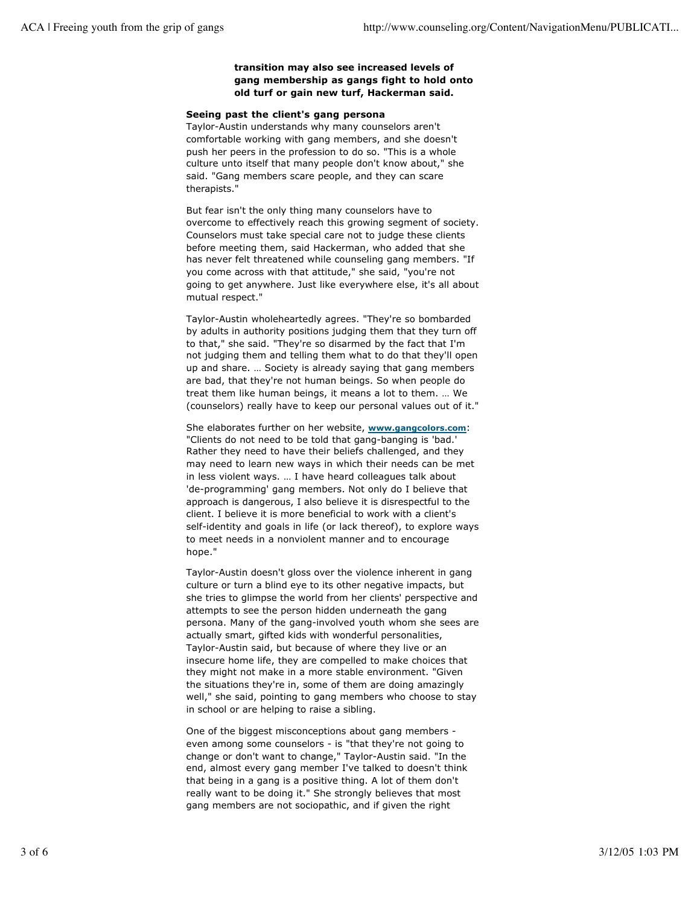**transition may also see increased levels of gang membership as gangs fight to hold onto old turf or gain new turf, Hackerman said.**

### Seeing past the client's gang persona

Taylor-Austin understands why many counselors aren't comfortable working with gang members, and she doesn't push her peers in the profession to do so. "This is a whole culture unto itself that many people don't know about," she said. "Gang members scare people, and they can scare therapists."

But fear isn't the only thing many counselors have to overcome to effectively reach this growing segment of society. Counselors must take special care not to judge these clients before meeting them, said Hackerman, who added that she has never felt threatened while counseling gang members. "If you come across with that attitude," she said, "you're not going to get anywhere. Just like everywhere else, it's all about mutual respect."

Taylor-Austin wholeheartedly agrees. "They're so bombarded by adults in authority positions judging them that they turn off to that," she said. "They're so disarmed by the fact that I'm not judging them and telling them what to do that they'll open up and share. … Society is already saying that gang members are bad, that they're not human beings. So when people do treat them like human beings, it means a lot to them. … We (counselors) really have to keep our personal values out of it."

She elaborates further on her website, **www.gangcolors.com**: "Clients do not need to be told that gang-banging is 'bad.' Rather they need to have their beliefs challenged, and they may need to learn new ways in which their needs can be met in less violent ways. … I have heard colleagues talk about 'de-programming' gang members. Not only do I believe that approach is dangerous, I also believe it is disrespectful to the client. I believe it is more beneficial to work with a client's self-identity and goals in life (or lack thereof), to explore ways to meet needs in a nonviolent manner and to encourage hope."

Taylor-Austin doesn't gloss over the violence inherent in gang culture or turn a blind eye to its other negative impacts, but she tries to glimpse the world from her clients' perspective and attempts to see the person hidden underneath the gang persona. Many of the gang-involved youth whom she sees are actually smart, gifted kids with wonderful personalities, Taylor-Austin said, but because of where they live or an insecure home life, they are compelled to make choices that they might not make in a more stable environment. "Given the situations they're in, some of them are doing amazingly well," she said, pointing to gang members who choose to stay in school or are helping to raise a sibling.

One of the biggest misconceptions about gang members - even among some counselors - is "that they're not going to change or don't want to change," Taylor-Austin said. "In the end, almost every gang member I've talked to doesn't think that being in a gang is a positive thing. A lot of them don't really want to be doing it." She strongly believes that most gang members are not sociopathic, and if given the right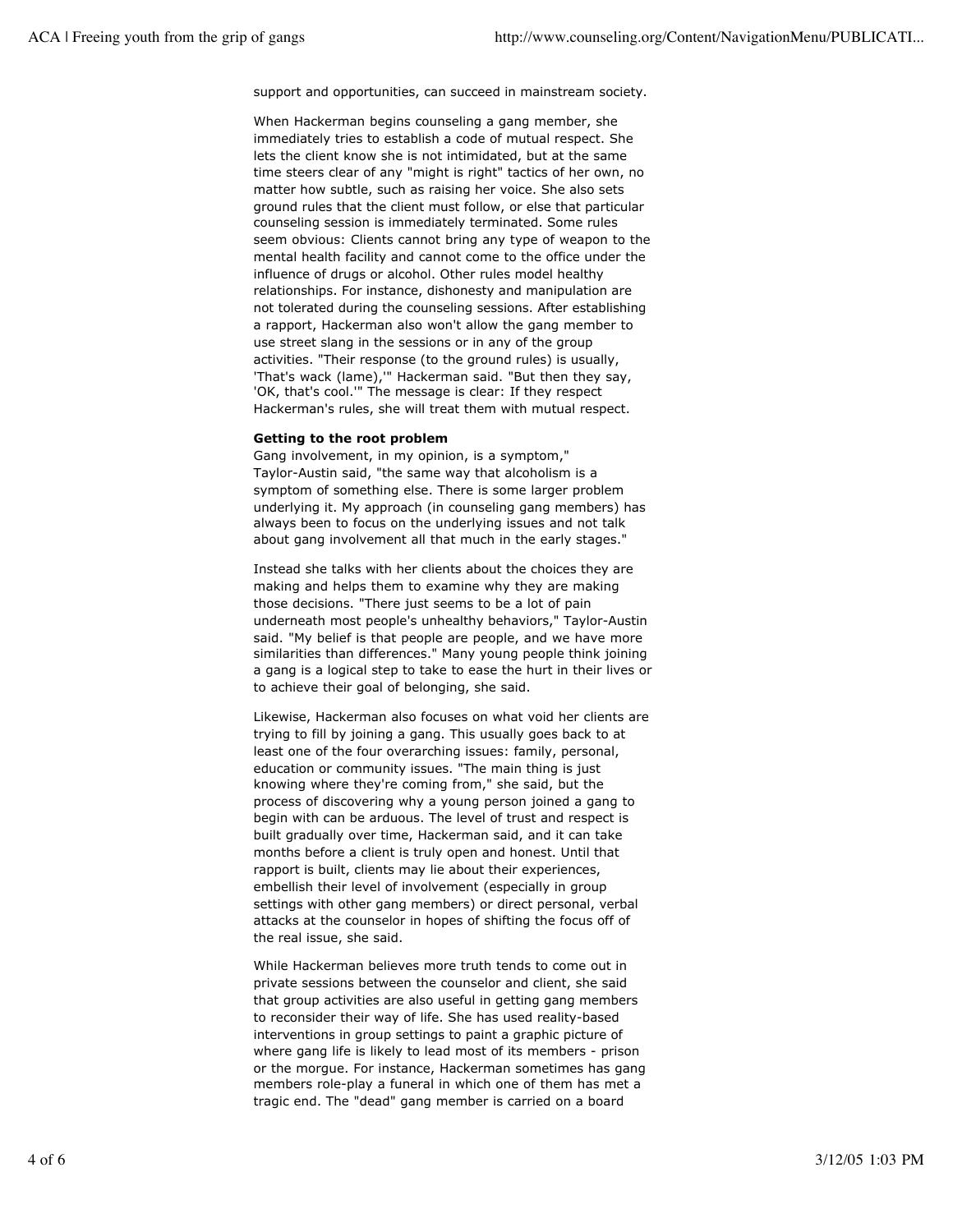support and opportunities, can succeed in mainstream society.

When Hackerman begins counseling a gang member, she immediately tries to establish a code of mutual respect. She lets the client know she is not intimidated, but at the same time steers clear of any "might is right" tactics of her own, no matter how subtle, such as raising her voice. She also sets ground rules that the client must follow, or else that particular counseling session is immediately terminated. Some rules seem obvious: Clients cannot bring any type of weapon to the mental health facility and cannot come to the office under the influence of drugs or alcohol. Other rules model healthy relationships. For instance, dishonesty and manipulation are not tolerated during the counseling sessions. After establishing a rapport, Hackerman also won't allow the gang member to use street slang in the sessions or in any of the group activities. "Their response (to the ground rules) is usually, 'That's wack (lame),'" Hackerman said. "But then they say, 'OK, that's cool.'" The message is clear: If they respect Hackerman's rules, she will treat them with mutual respect.

**Getting to the root problem**

Gang involvement, in my opinion, is a symptom," Taylor-Austin said, "the same way that alcoholism is a symptom of something else. There is some larger problem underlying it. My approach (in counseling gang members) has always been to focus on the underlying issues and not talk about gang involvement all that much in the early stages."

Instead she talks with her clients about the choices they are making and helps them to examine why they are making those decisions. "There just seems to be a lot of pain underneath most people's unhealthy behaviors," Taylor-Austin said. "My belief is that people are people, and we have more similarities than differences." Many young people think joining a gang is a logical step to take to ease the hurt in their lives or to achieve their goal of belonging, she said.

Likewise, Hackerman also focuses on what void her clients are trying to fill by joining a gang. This usually goes back to at least one of the four overarching issues: family, personal, education or community issues. "The main thing is just knowing where they're coming from," she said, but the process of discovering why a young person joined a gang to begin with can be arduous. The level of trust and respect is built gradually over time, Hackerman said, and it can take months before a client is truly open and honest. Until that rapport is built, clients may lie about their experiences, embellish their level of involvement (especially in group settings with other gang members) or direct personal, verbal attacks at the counselor in hopes of shifting the focus off of the real issue, she said.

While Hackerman believes more truth tends to come out in private sessions between the counselor and client, she said that group activities are also useful in getting gang members to reconsider their way of life. She has used reality-based interventions in group settings to paint a graphic picture of where gang life is likely to lead most of its members - prison or the morgue. For instance, Hackerman sometimes has gang members role-play a funeral in which one of them has met a tragic end. The "dead" gang member is carried on a board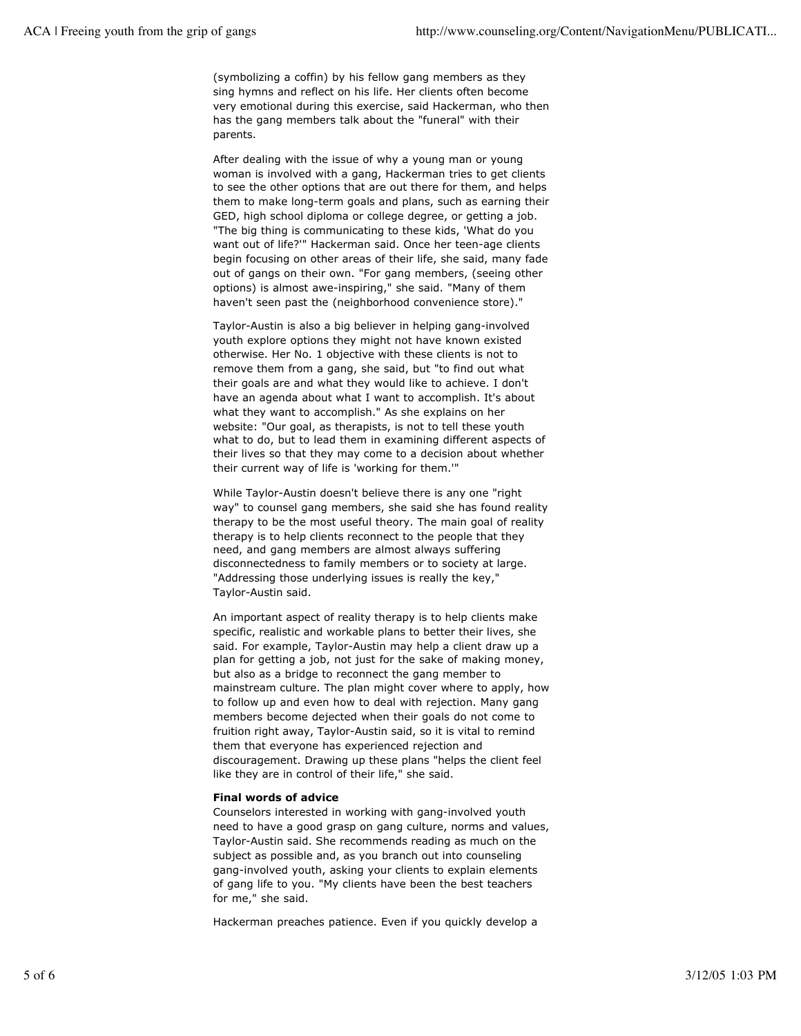(symbolizing a coffin) by his fellow gang members as they sing hymns and reflect on his life. Her clients often become very emotional during this exercise, said Hackerman, who then has the gang members talk about the "funeral" with their parents.

After dealing with the issue of why a young man or young woman is involved with a gang, Hackerman tries to get clients to see the other options that are out there for them, and helps them to make long-term goals and plans, such as earning their GED, high school diploma or college degree, or getting a job. "The big thing is communicating to these kids, 'What do you want out of life?'" Hackerman said. Once her teen-age clients begin focusing on other areas of their life, she said, many fade out of gangs on their own. "For gang members, (seeing other options) is almost awe-inspiring," she said. "Many of them haven't seen past the (neighborhood convenience store)."

Taylor-Austin is also a big believer in helping gang-involved youth explore options they might not have known existed otherwise. Her No. 1 objective with these clients is not to remove them from a gang, she said, but "to find out what their goals are and what they would like to achieve. I don't have an agenda about what I want to accomplish. It's about what they want to accomplish." As she explains on her website: "Our goal, as therapists, is not to tell these youth what to do, but to lead them in examining different aspects of their lives so that they may come to a decision about whether their current way of life is 'working for them.'"

While Taylor-Austin doesn't believe there is any one "right way" to counsel gang members, she said she has found reality therapy to be the most useful theory. The main goal of reality therapy is to help clients reconnect to the people that they need, and gang members are almost always suffering disconnectedness to family members or to society at large. "Addressing those underlying issues is really the key," Taylor-Austin said.

An important aspect of reality therapy is to help clients make specific, realistic and workable plans to better their lives, she said. For example, Taylor-Austin may help a client draw up a plan for getting a job, not just for the sake of making money, but also as a bridge to reconnect the gang member to mainstream culture. The plan might cover where to apply, how to follow up and even how to deal with rejection. Many gang members become dejected when their goals do not come to fruition right away, Taylor-Austin said, so it is vital to remind them that everyone has experienced rejection and discouragement. Drawing up these plans "helps the client feel like they are in control of their life," she said.

**Final words of advice**

Counselors interested in working with gang-involved youth need to have a good grasp on gang culture, norms and values, Taylor-Austin said. She recommends reading as much on the subject as possible and, as you branch out into counseling gang-involved youth, asking your clients to explain elements of gang life to you. "My clients have been the best teachers for me," she said.

Hackerman preaches patience. Even if you quickly develop a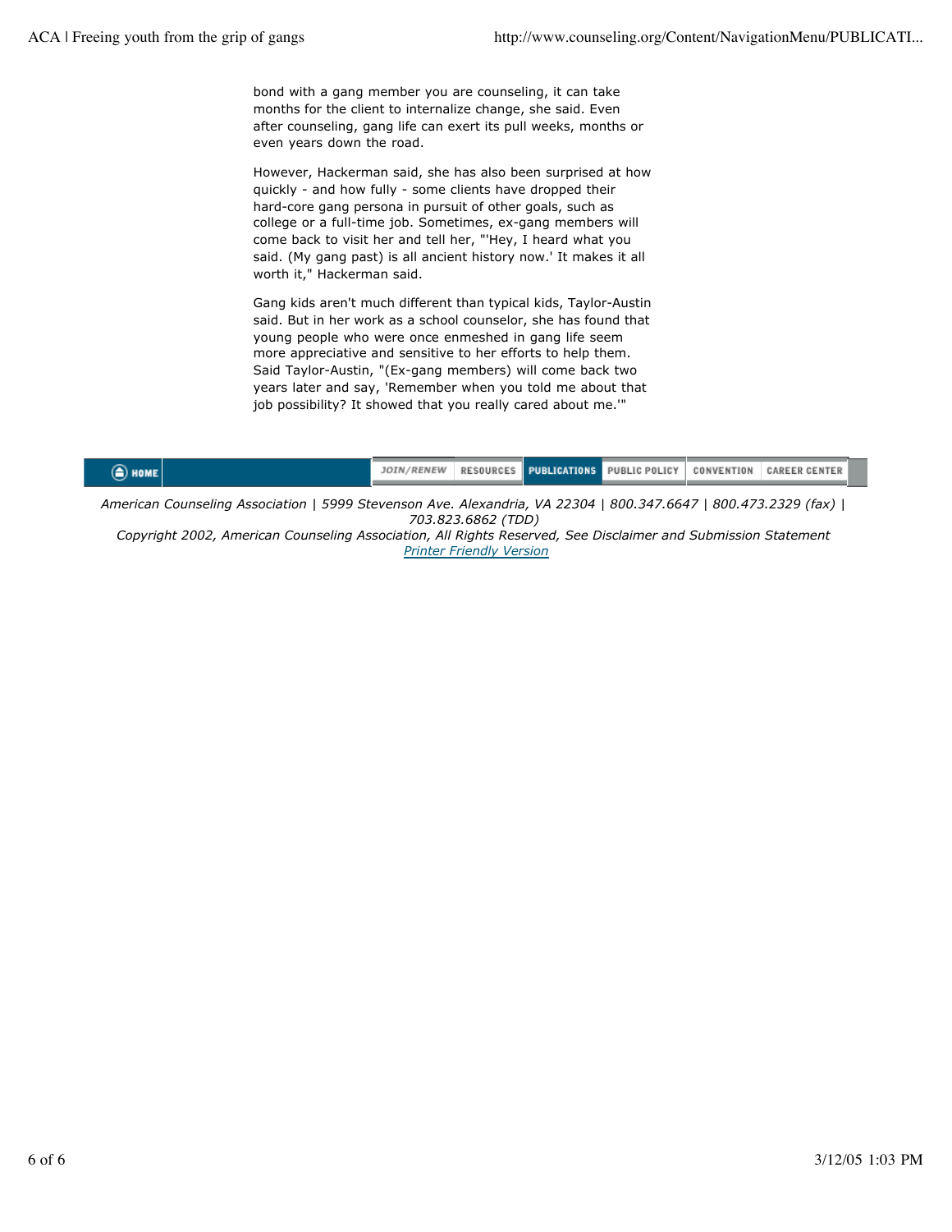bond with a gang member you are counseling, it can take months for the client to internalize change, she said. Even after counseling, gang life can exert its pull weeks, months or even years down the road.

However, Hackerman said, she has also been surprised at how quickly - and how fully - some clients have dropped their hard-core gang persona in pursuit of other goals, such as college or a full-time job. Sometimes, ex-gang members will come back to visit her and tell her, "'Hey, I heard what you said. (My gang past) is all ancient history now.' It makes it all worth it," Hackerman said.

Gang kids aren't much different than typical kids, Taylor-Austin said. But in her work as a school counselor, she has found that young people who were once enmeshed in gang life seem more appreciative and sensitive to her efforts to help them. Said Taylor-Austin, "(Ex-gang members) will come back two years later and say, 'Remember when you told me about that job possibility? It showed that you really cared about me.'"

HOME | JOIN/RENEW | RESOURCES | PUBLICATIONS | PUBLIC POLICY | CONVENTION | CAREER CENTER

*American Counseling Association | 5999 Stevenson Ave. Alexandria, VA 22304 | 800.347.6647 | 800.473.2329 (fax) | 703.823.6862 (TDD)*
*Copyright 2002, American Counseling Association, All Rights Reserved, See Disclaimer and Submission Statement*
*Printer Friendly Version*